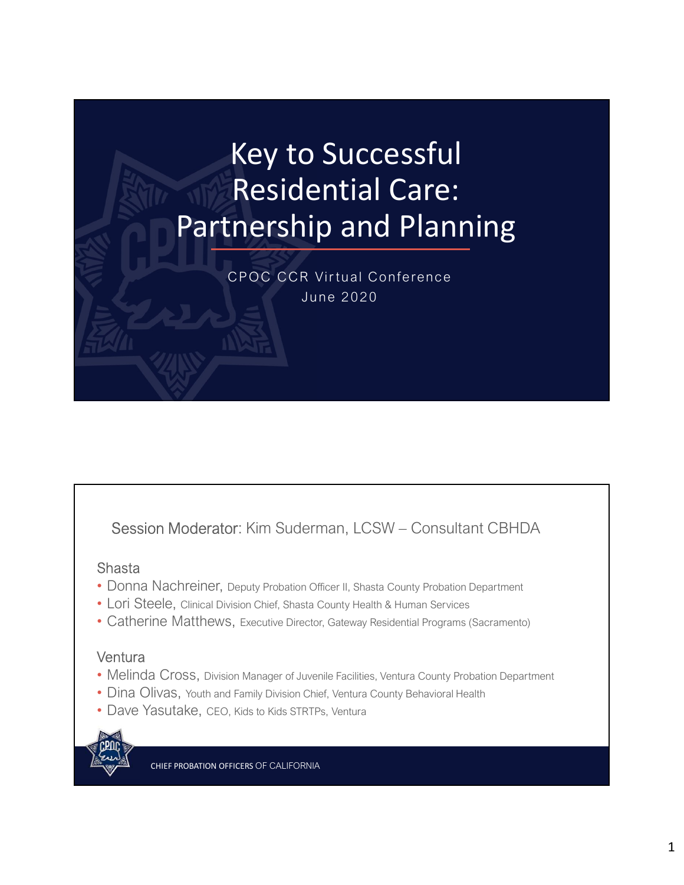# Key to Successful Residential Care: Partnership and Planning

CPOC CCR Virtual Conference
June 2020

---

Session Moderator: Kim Suderman, LCSW – Consultant CBHDA

Shasta

- Donna Nachreiner, Deputy Probation Officer II, Shasta County Probation Department
- Lori Steele, Clinical Division Chief, Shasta County Health & Human Services
- Catherine Matthews, Executive Director, Gateway Residential Programs (Sacramento)

Ventura

- Melinda Cross, Division Manager of Juvenile Facilities, Ventura County Probation Department
- Dina Olivas, Youth and Family Division Chief, Ventura County Behavioral Health
- Dave Yasutake, CEO, Kids to Kids STRTPs, Ventura

CHIEF PROBATION OFFICERS OF CALIFORNIA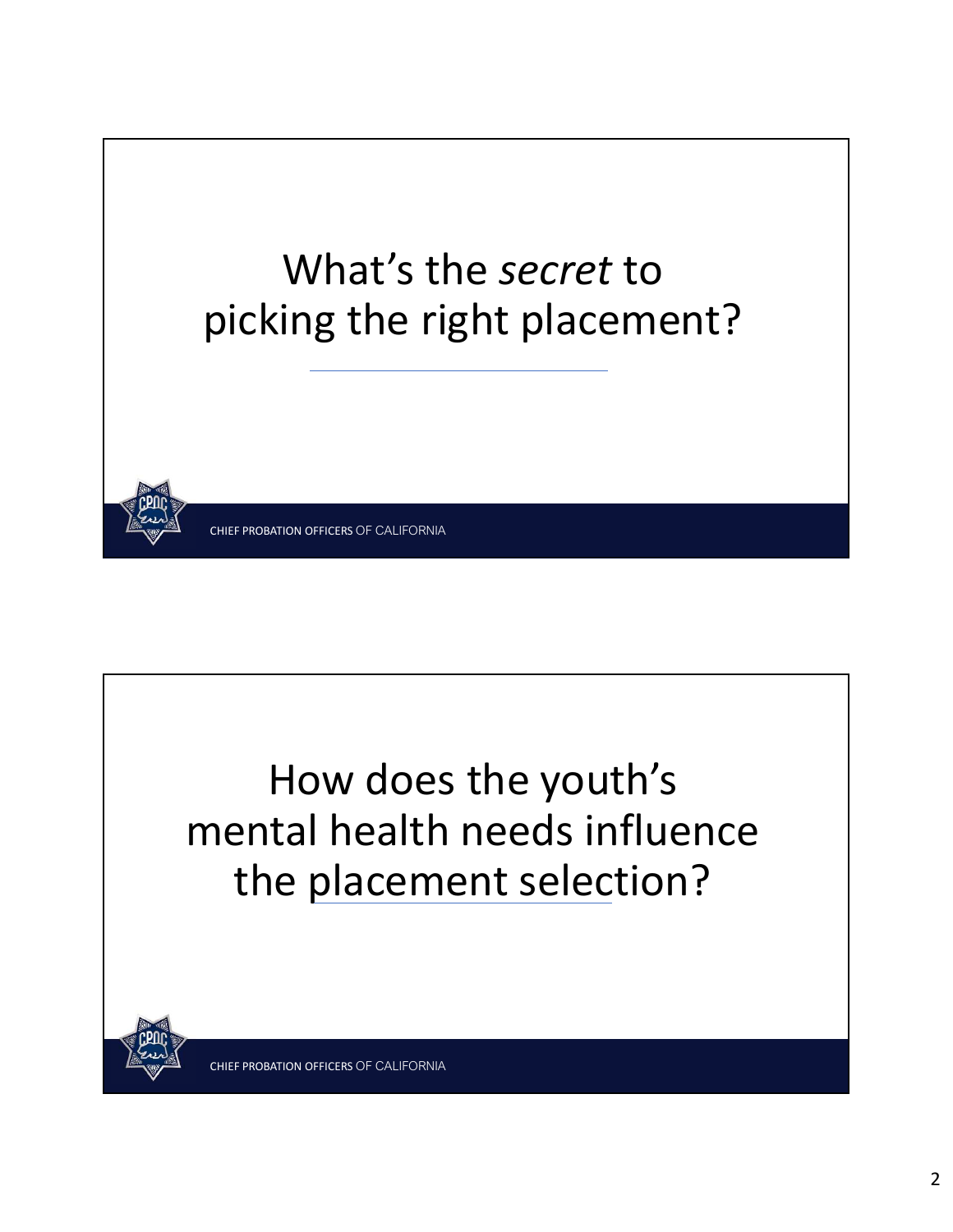# What's the *secret* to picking the right placement?

CHIEF PROBATION OFFICERS OF CALIFORNIA

# How does the youth's mental health needs influence the placement selection?

CHIEF PROBATION OFFICERS OF CALIFORNIA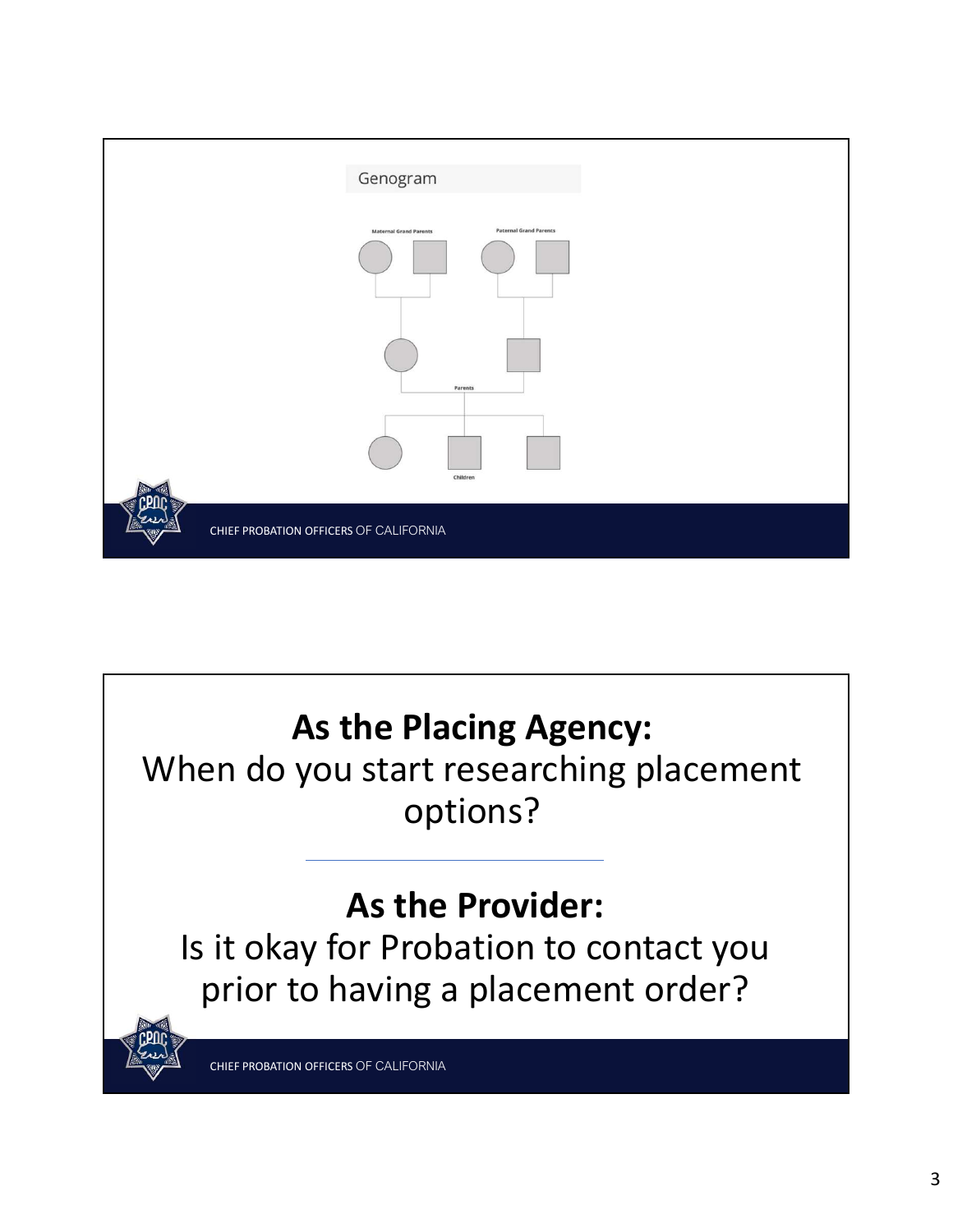Genogram

Maternal Grand Parents

Paternal Grand Parents

Parents

Children

CHIEF PROBATION OFFICERS OF CALIFORNIA

**As the Placing Agency:**
When do you start researching placement options?

---

**As the Provider:**
Is it okay for Probation to contact you prior to having a placement order?

CHIEF PROBATION OFFICERS OF CALIFORNIA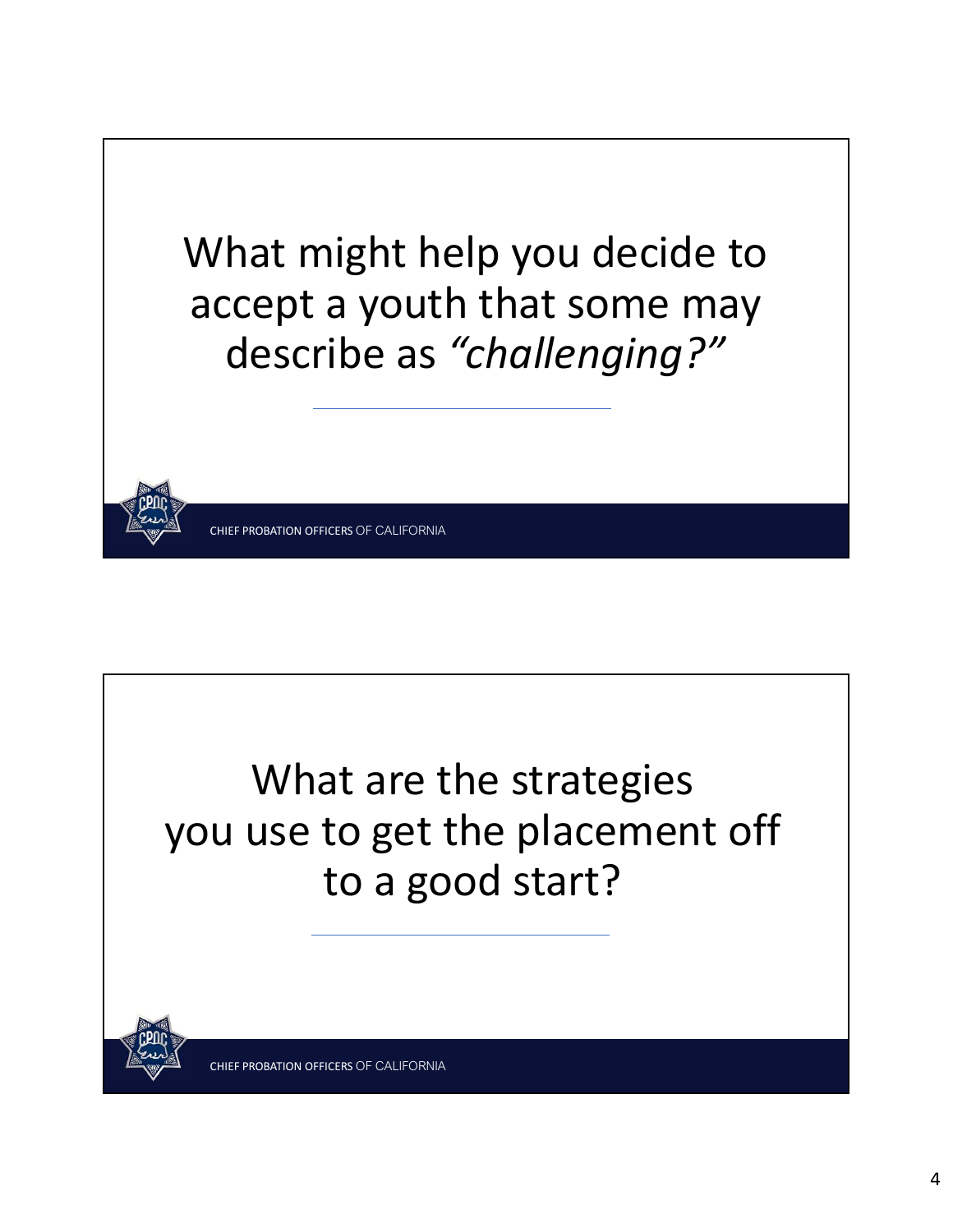## What might help you decide to accept a youth that some may describe as *"challenging?"*

CHIEF PROBATION OFFICERS OF CALIFORNIA

## What are the strategies you use to get the placement off to a good start?

CHIEF PROBATION OFFICERS OF CALIFORNIA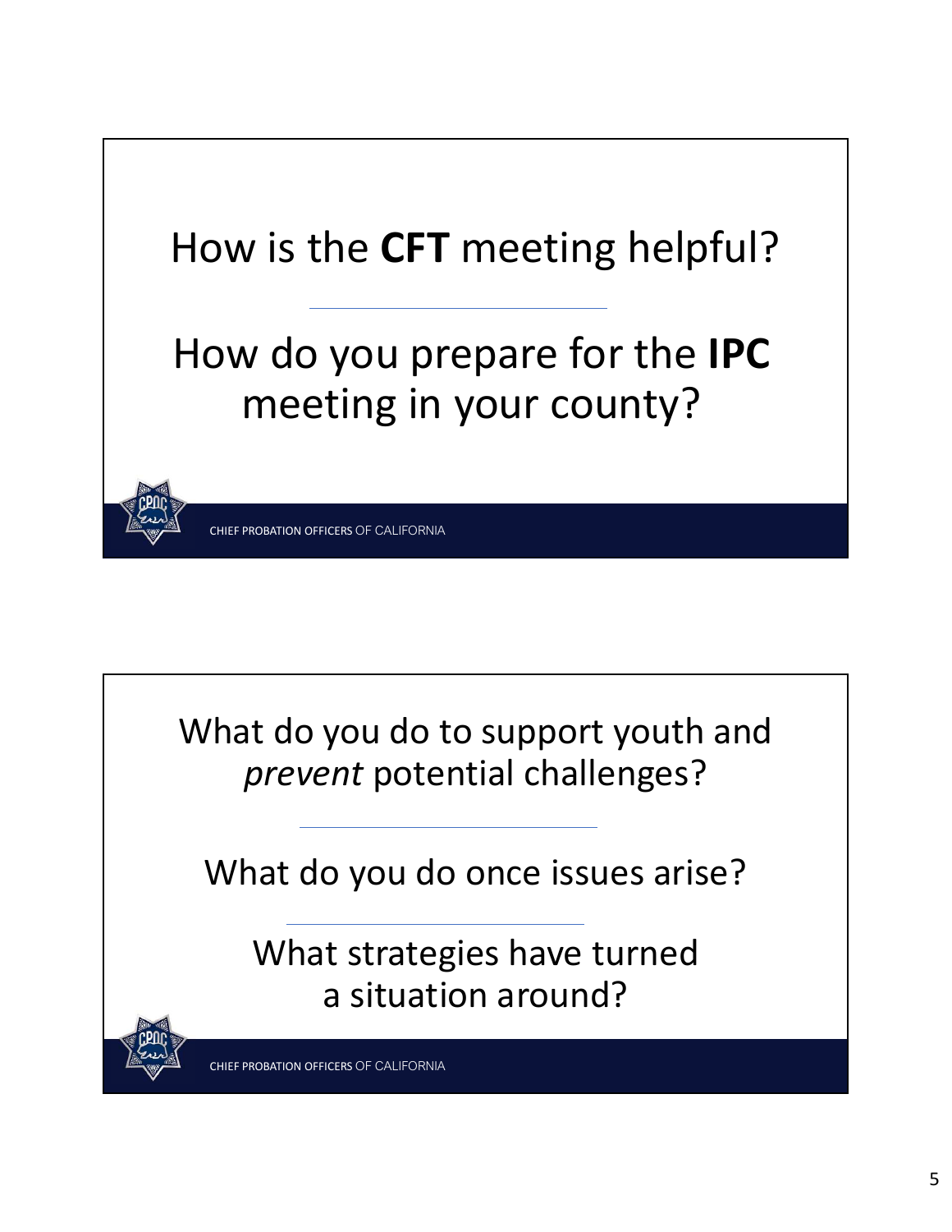How is the **CFT** meeting helpful?

---

How do you prepare for the **IPC** meeting in your county?

CHIEF PROBATION OFFICERS OF CALIFORNIA

What do you do to support youth and *prevent* potential challenges?

---

What do you do once issues arise?

---

What strategies have turned a situation around?

CHIEF PROBATION OFFICERS OF CALIFORNIA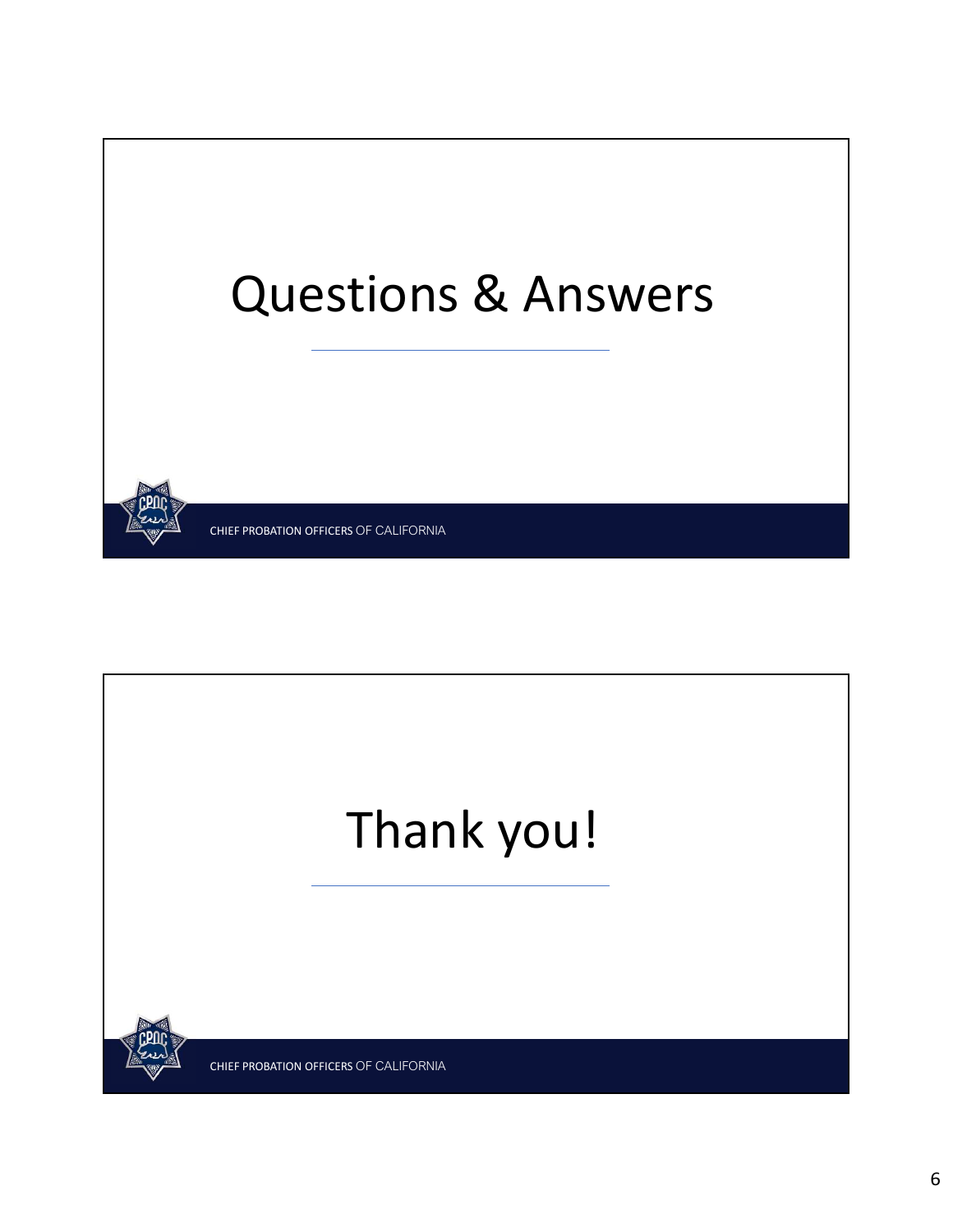# Questions & Answers

CHIEF PROBATION OFFICERS OF CALIFORNIA

# Thank you!

CHIEF PROBATION OFFICERS OF CALIFORNIA